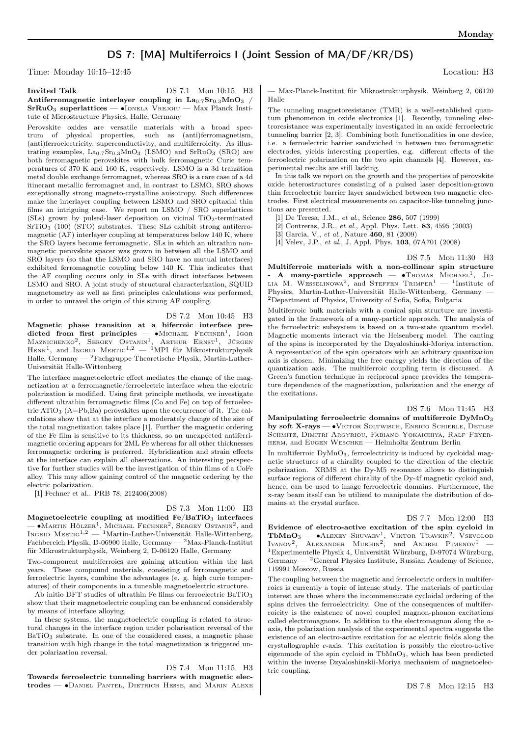## DS 7: [MA] Multiferroics I (Joint Session of MA/DF/KR/DS)

Time: Monday 10:15–12:45 Location: H3

**Invited Talk** DS 7.1 Mon 10:15 H3

**Antiferromagnetic interlayer coupling in $La_{0.7}Sr_{0.3}MnO_3$ / $SrRuO_3$ superlattices** — •Ionela Vrejoiu — Max Planck Institute of Microstructure Physics, Halle, Germany

Perovskite oxides are versatile materials with a broad spectrum of physical properties, such as (anti)ferromagnetism, (anti)ferroelectricity, superconductivity, and multiferroicity. As illustrating examples, $La_{0.7}Sr_{0.3}MnO_3$ (LSMO) and $SrRuO_3$ (SRO) are both ferromagnetic perovskites with bulk ferromagnetic Curie temperatures of 370 K and 160 K, respectively. LSMO is a 3d transition metal double exchange ferromagnet, whereas SRO is a rare case of a 4d itinerant metallic ferromagnet and, in contrast to LSMO, SRO shows exceptionally strong magneto-crystalline anisotropy. Such differences make the interlayer coupling between LSMO and SRO epitaxial thin films an intriguing case. We report on LSMO / SRO superlattices (SLs) grown by pulsed-laser deposition on vicinal $TiO_2$-terminated $SrTiO_3$ (100) (STO) substrates. These SLs exhibit strong antiferromagnetic (AF) interlayer coupling at temperatures below 140 K, where the SRO layers become ferromagnetic. SLs in which an ultrathin nonmagnetic perovskite spacer was grown in between all the LSMO and SRO layers (so that the LSMO and SRO have no mutual interfaces) exhibited ferromagnetic coupling below 140 K. This indicates that the AF coupling occurs only in SLs with direct interfaces between LSMO and SRO. A joint study of structural characterization, SQUID magnetometry as well as first principles calculations was performed, in order to unravel the origin of this strong AF coupling.

DS 7.2 Mon 10:45 H3

**Magnetic phase transition at a biferroic interface predicted from first principles** — •Michael Fechner[1], Igor Maznichenko[2], Sergey Ostanin[1], Arthur Ernst[1], Jürgen Henk[1], and Ingrid Mertig[1,2] — [1]MPI für Mikrostrukturphysik Halle, Germany — [2]Fachgruppe Theoretische Physik, Martin-Luther-Universität Halle-Wittenberg

The interface magnetoelectric effect mediates the change of the magnetization at a ferromagnetic/ferroelectric interface when the electric polarization is modified. Using first principle methods, we investigate different ultrathin ferromagnetic films (Co and Fe) on top of ferroelectric $ATiO_3$ (A=Pb,Ba) perovskites upon the occurrence of it. The calculations show that at the interface a moderately change of the size of the total magnetization takes place [1]. Further the magnetic ordering of the Fe film is sensitive to its thickness, so an unexpected antiferrimagnetic ordering appears for 2ML Fe whereas for all other thicknesses ferromagnetic ordering is preferred. Hybridization and strain effects at the interface can explain all observations. An interesting perspective for further studies will be the investigation of thin films of a CoFe alloy. This may allow gaining control of the magnetic ordering by the electric polarization.

[1] Fechner et al.. PRB 78, 212406(2008)

DS 7.3 Mon 11:00 H3

**Magnetoelectric coupling at modified $Fe/BaTiO_3$ interfaces** — •Martin Hölzer[1], Michael Fechner[2], Sergey Ostanin[2], and Ingrid Mertig[1,2] — [1]Martin-Luther-Universität Halle-Wittenberg, Fachbereich Physik, D-06900 Halle, Germany — [2]Max-Planck-Institut für Mikrostrukturphysik, Weinberg 2, D-06120 Halle, Germany

Two-component multiferroics are gaining attention within the last years. These compound materials, consisting of ferromagnetic and ferroelectric layers, combine the advantages (e. g. high curie temperatures) of their components in a tuneable magnetoelectric structure.

Ab initio DFT studies of ultrathin Fe films on ferroelectric $BaTiO_3$ show that their magnetoelectric coupling can be enhanced considerably by means of interface alloying.

In these systems, the magnetoelectric coupling is related to structural changes in the interface region under polarisation reversal of the $BaTiO_3$ substrate. In one of the considered cases, a magnetic phase transition with high change in the total magnetization is triggered under polarization reversal.

DS 7.4 Mon 11:15 H3

**Towards ferroelectric tunneling barriers with magnetic electrodes** — •Daniel Pantel, Dietrich Hesse, and Marin Alexe — Max-Planck-Institut für Mikrostrukturphysik, Weinberg 2, 06120 Halle

The tunneling magnetoresistance (TMR) is a well-established quantum phenomenon in oxide electronics [1]. Recently, tunneling electroresistance was experimentally investigated in an oxide ferroelectric tunneling barrier [2, 3]. Combining both functionalities in one device, i.e. a ferroelectric barrier sandwiched in between two ferromagnetic electrodes, yields interesting properties, e.g. different effects of the ferroelectric polarization on the two spin channels [4]. However, experimental results are still lacking.

In this talk we report on the growth and the properties of perovskite oxide heterostructures consisting of a pulsed laser deposition-grown thin ferroelectric barrier layer sandwiched between two magnetic electrodes. First electrical measurements on capacitor-like tunneling junctions are presented.

[1] De Teresa, J.M., *et al.*, Science **286**, 507 (1999)

[2] Contreras, J.R., *et al.*, Appl. Phys. Lett. **83**, 4595 (2003)

[3] Garcia, V., *et al.*, Nature **460**, 81 (2009)

[4] Velev, J.P., *et al.*, J. Appl. Phys. **103**, 07A701 (2008)

DS 7.5 Mon 11:30 H3

**Multiferroic materials with a non-collinear spin structure - A many-particle approach** — •Thomas Michael[1], Julia M. Wesselinowa[2], and Steffen Trimper[1] — [1]Institute of Physics, Martin-Luther-Universität Halle-Wittenberg, Germany — [2]Department of Physics, University of Sofia, Sofia, Bulgaria

Multiferroic bulk materials with a conical spin structure are investigated in the framework of a many-particle approach. The analysis of the ferroelectric subsystem is based on a two-state quantum model. Magnetic moments interact via the Heisenberg model. The canting of the spins is incorporated by the Dzyaloshinski-Moriya interaction. A representation of the spin operators with an arbitrary quantization axis is chosen. Minimizing the free energy yields the direction of the quantization axis. The multiferroic coupling term is discussed. A Green's function technique in reciprocal space provides the temperature dependence of the magnetization, polarization and the energy of the excitations.

DS 7.6 Mon 11:45 H3

**Manipulating ferroelectric domains of multiferroic $DyMnO_3$ by soft X-rays** — •Victor Soltwisch, Enrico Schierle, Detlef Schmitz, Dimitri Argyriou, Fabiano Yokaichiya, Ralf Feyerherm, and Eugen Weschke — Helmholtz Zentrum Berlin

In multiferroic $DyMnO_3$, ferroelectricity is induced by cycloidal magnetic structures of a chirality coupled to the direction of the electric polarization. XRMS at the Dy-M5 resonance allows to distinguish surface regions of different chirality of the Dy-4f magnetic cycloid and, hence, can be used to image ferroelectric domains. Furthermore, the x-ray beam itself can be utilized to manipulate the distribution of domains at the crystal surface.

DS 7.7 Mon 12:00 H3

**Evidence of electro-active excitation of the spin cycloid in $TbMnO_3$** — •Alexey Shuvaev[1], Viktor Travkin[2], Vsevolod Ivanov[2], Alexander Mukhin[2], and Andrei Pimenov[1] — [1]Experimentelle Physik 4, Universität Würzburg, D-97074 Würzburg, Germany — [2]General Physics Institute, Russian Academy of Science, 119991 Moscow, Russia

The coupling between the magnetic and ferroelectric orders in multiferroics is currently a topic of intense study. The materials of particular interest are those where the incommensurate cycloidal ordering of the spins drives the ferroelectricity. One of the consequences of multiferroicity is the existence of novel coupled magnon-phonon excitations called electromagnons. In addition to the electromagnon along the *a*-axis, the polarization analysis of the experimental spectra suggests the existence of an electro-active excitation for ac electric fields along the crystallographic *c*-axis. This excitation is possibly the electro-active eigenmode of the spin cycloid in $TbMnO_3$, which has been predicted within the inverse Dzyaloshinskii-Moriya mechanism of magnetoelectric coupling.

DS 7.8 Mon 12:15 H3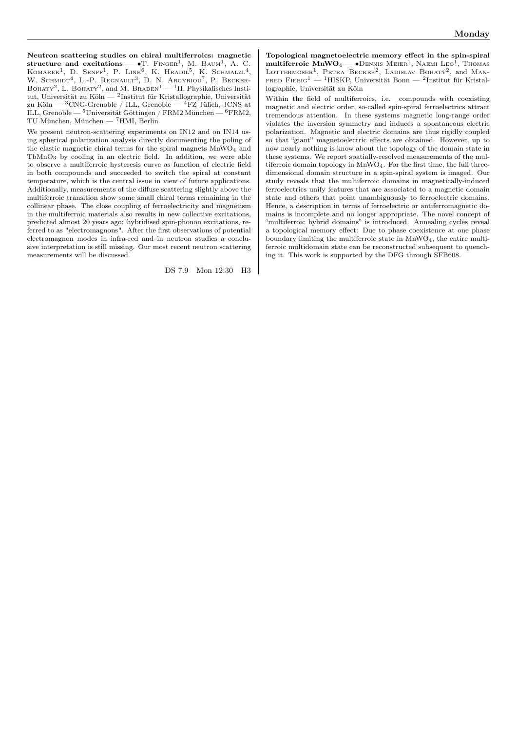**Neutron scattering studies on chiral multiferroics: magnetic structure and excitations** — •T. Finger[1], M. Baum[1], A. C. Komarek[1], D. Senff[1], P. Link[6], K. Hradil[5], K. Schmalzl[4], W. Schmidt[4], L.-P. Regnault[3], D. N. Argyriou[7], P. Becker-Bohaty[2], L. Bohaty[2], and M. Braden[1] — [1]II. Physikalisches Institut, Universität zu Köln — [2]Institut für Kristallographie, Universität zu Köln — [3]CNG-Grenoble / ILL, Grenoble — [4]FZ Jülich, JCNS at ILL, Grenoble — [5]Universität Göttingen / FRM2 München — [6]FRM2, TU München, München — [7]HMI, Berlin

We present neutron-scattering experiments on IN12 and on IN14 using spherical polarization analysis directly documenting the poling of the elastic magnetic chiral terms for the spiral magnets $MnWO_4$ and $TbMnO_3$ by cooling in an electric field. In addition, we were able to observe a multiferroic hysteresis curve as function of electric field in both compounds and succeeded to switch the spiral at constant temperature, which is the central issue in view of future applications. Additionally, measurements of the diffuse scattering slightly above the multiferroic transition show some small chiral terms remaining in the collinear phase. The close coupling of ferroelectricity and magnetism in the multiferroic materials also results in new collective excitations, predicted almost 20 years ago: hybridised spin-phonon excitations, referred to as "electromagnons". After the first observations of potential electromagnon modes in infra-red and in neutron studies a conclusive interpretation is still missing. Our most recent neutron scattering measurements will be discussed.

DS 7.9 Mon 12:30 H3

**Topological magnetoelectric memory effect in the spin-spiral multiferroic $MnWO_4$** — •Dennis Meier[1], Naemi Leo[1], Thomas Lottermoser[1], Petra Becker[2], Ladislav Bohatý[2], and Manfred Fiebig[1] — [1]HISKP, Universität Bonn — [2]Institut für Kristallographie, Universität zu Köln

Within the field of multiferroics, i.e. compounds with coexisting magnetic and electric order, so-called spin-spiral ferroelectrics attract tremendous attention. In these systems magnetic long-range order violates the inversion symmetry and induces a spontaneous electric polarization. Magnetic and electric domains are thus rigidly coupled so that "giant" magnetoelectric effects are obtained. However, up to now nearly nothing is know about the topology of the domain state in these systems. We report spatially-resolved measurements of the multiferroic domain topology in $MnWO_4$. For the first time, the full three-dimensional domain structure in a spin-spiral system is imaged. Our study reveals that the multiferroic domains in magnetically-induced ferroelectrics unify features that are associated to a magnetic domain state and others that point unambiguously to ferroelectric domains. Hence, a description in terms of ferroelectric or antiferromagnetic domains is incomplete and no longer appropriate. The novel concept of "multiferroic hybrid domains" is introduced. Annealing cycles reveal a topological memory effect: Due to phase coexistence at one phase boundary limiting the multiferroic state in $MnWO_4$, the entire multiferroic multidomain state can be reconstructed subsequent to quenching it. This work is supported by the DFG through SFB608.